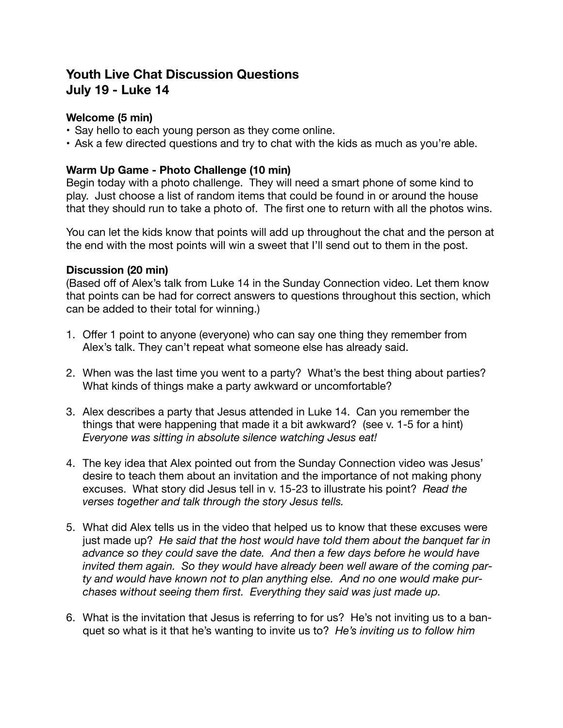# Youth Live Chat Discussion Questions
# July 19 - Luke 14

**Welcome (5 min)**

- Say hello to each young person as they come online.
- Ask a few directed questions and try to chat with the kids as much as you're able.

**Warm Up Game - Photo Challenge (10 min)**

Begin today with a photo challenge. They will need a smart phone of some kind to play. Just choose a list of random items that could be found in or around the house that they should run to take a photo of. The first one to return with all the photos wins.

You can let the kids know that points will add up throughout the chat and the person at the end with the most points will win a sweet that I'll send out to them in the post.

**Discussion (20 min)**

(Based off of Alex's talk from Luke 14 in the Sunday Connection video. Let them know that points can be had for correct answers to questions throughout this section, which can be added to their total for winning.)

1. Offer 1 point to anyone (everyone) who can say one thing they remember from Alex's talk. They can't repeat what someone else has already said.

2. When was the last time you went to a party? What's the best thing about parties? What kinds of things make a party awkward or uncomfortable?

3. Alex describes a party that Jesus attended in Luke 14. Can you remember the things that were happening that made it a bit awkward? (see v. 1-5 for a hint) *Everyone was sitting in absolute silence watching Jesus eat!*

4. The key idea that Alex pointed out from the Sunday Connection video was Jesus' desire to teach them about an invitation and the importance of not making phony excuses. What story did Jesus tell in v. 15-23 to illustrate his point? *Read the verses together and talk through the story Jesus tells.*

5. What did Alex tells us in the video that helped us to know that these excuses were just made up? *He said that the host would have told them about the banquet far in advance so they could save the date. And then a few days before he would have invited them again. So they would have already been well aware of the coming party and would have known not to plan anything else. And no one would make purchases without seeing them first. Everything they said was just made up.*

6. What is the invitation that Jesus is referring to for us? He's not inviting us to a banquet so what is it that he's wanting to invite us to? *He's inviting us to follow him*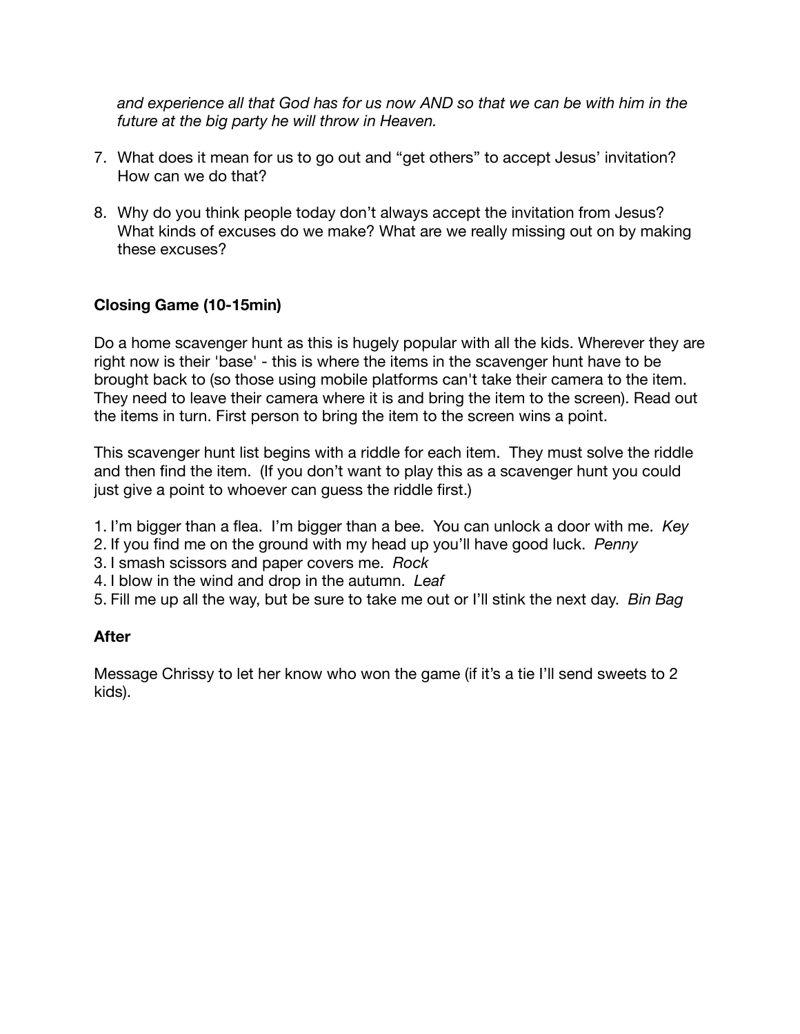*and experience all that God has for us now AND so that we can be with him in the future at the big party he will throw in Heaven.*

7. What does it mean for us to go out and “get others” to accept Jesus’ invitation? How can we do that?

8. Why do you think people today don’t always accept the invitation from Jesus? What kinds of excuses do we make? What are we really missing out on by making these excuses?

**Closing Game (10-15min)**

Do a home scavenger hunt as this is hugely popular with all the kids. Wherever they are right now is their 'base' - this is where the items in the scavenger hunt have to be brought back to (so those using mobile platforms can't take their camera to the item. They need to leave their camera where it is and bring the item to the screen). Read out the items in turn. First person to bring the item to the screen wins a point.

This scavenger hunt list begins with a riddle for each item. They must solve the riddle and then find the item. (If you don’t want to play this as a scavenger hunt you could just give a point to whoever can guess the riddle first.)

1. I’m bigger than a flea. I’m bigger than a bee. You can unlock a door with me. *Key*
2. If you find me on the ground with my head up you’ll have good luck. *Penny*
3. I smash scissors and paper covers me. *Rock*
4. I blow in the wind and drop in the autumn. *Leaf*
5. Fill me up all the way, but be sure to take me out or I’ll stink the next day. *Bin Bag*

**After**

Message Chrissy to let her know who won the game (if it’s a tie I’ll send sweets to 2 kids).